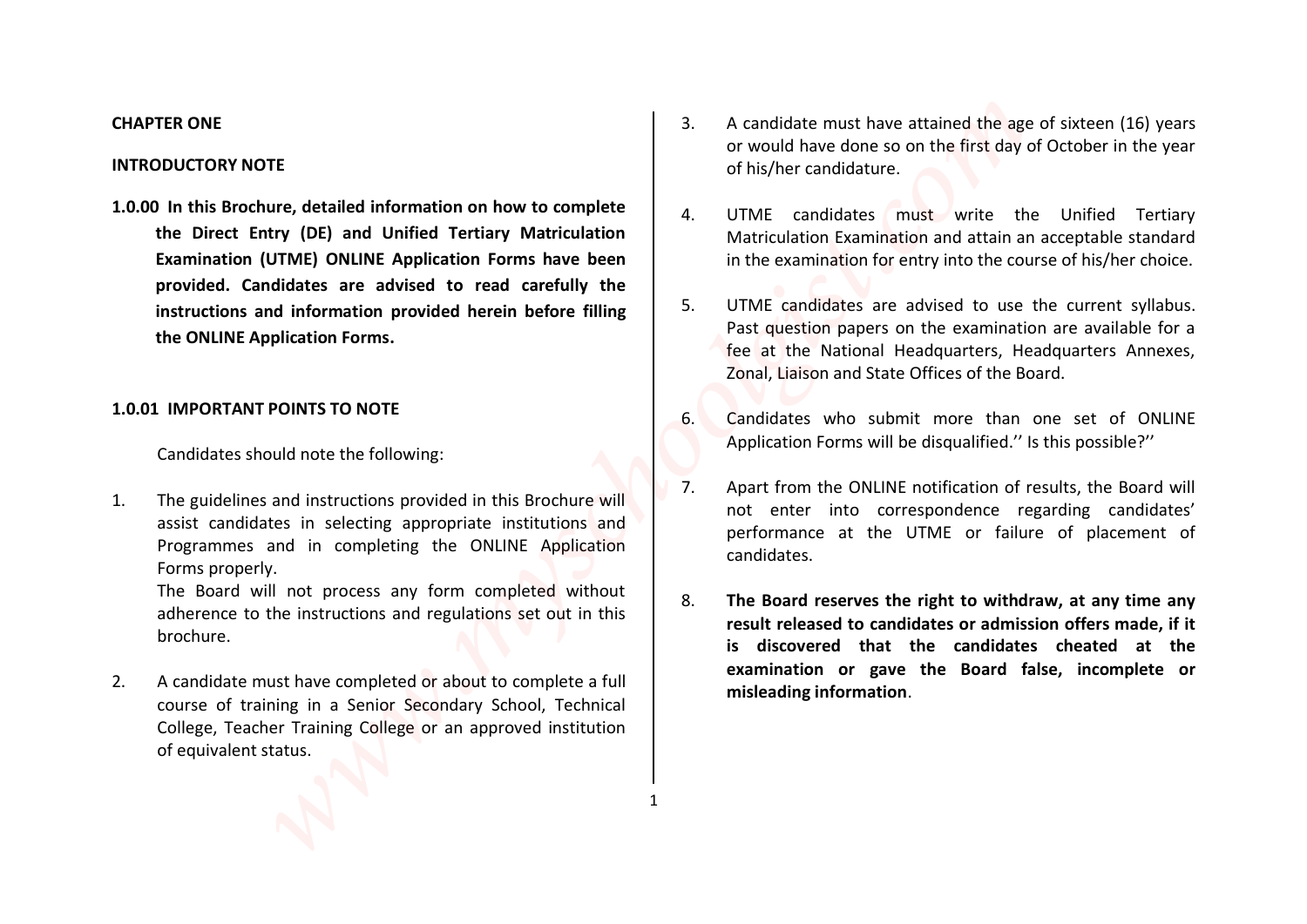**CHAPTER ONE**

**INTRODUCTORY NOTE**

**1.0.00 In this Brochure, detailed information on how to complete the Direct Entry (DE) and Unified Tertiary Matriculation Examination (UTME) ONLINE Application Forms have been provided. Candidates are advised to read carefully the instructions and information provided herein before filling the ONLINE Application Forms.**

**1.0.01 IMPORTANT POINTS TO NOTE**

Candidates should note the following:

1. The guidelines and instructions provided in this Brochure will assist candidates in selecting appropriate institutions and Programmes and in completing the ONLINE Application Forms properly.
   The Board will not process any form completed without adherence to the instructions and regulations set out in this brochure.

2. A candidate must have completed or about to complete a full course of training in a Senior Secondary School, Technical College, Teacher Training College or an approved institution of equivalent status.

3. A candidate must have attained the age of sixteen (16) years or would have done so on the first day of October in the year of his/her candidature.

4. UTME candidates must write the Unified Tertiary Matriculation Examination and attain an acceptable standard in the examination for entry into the course of his/her choice.

5. UTME candidates are advised to use the current syllabus. Past question papers on the examination are available for a fee at the National Headquarters, Headquarters Annexes, Zonal, Liaison and State Offices of the Board.

6. Candidates who submit more than one set of ONLINE Application Forms will be disqualified.'' Is this possible?''

7. Apart from the ONLINE notification of results, the Board will not enter into correspondence regarding candidates' performance at the UTME or failure of placement of candidates.

8. **The Board reserves the right to withdraw, at any time any result released to candidates or admission offers made, if it is discovered that the candidates cheated at the examination or gave the Board false, incomplete or misleading information**.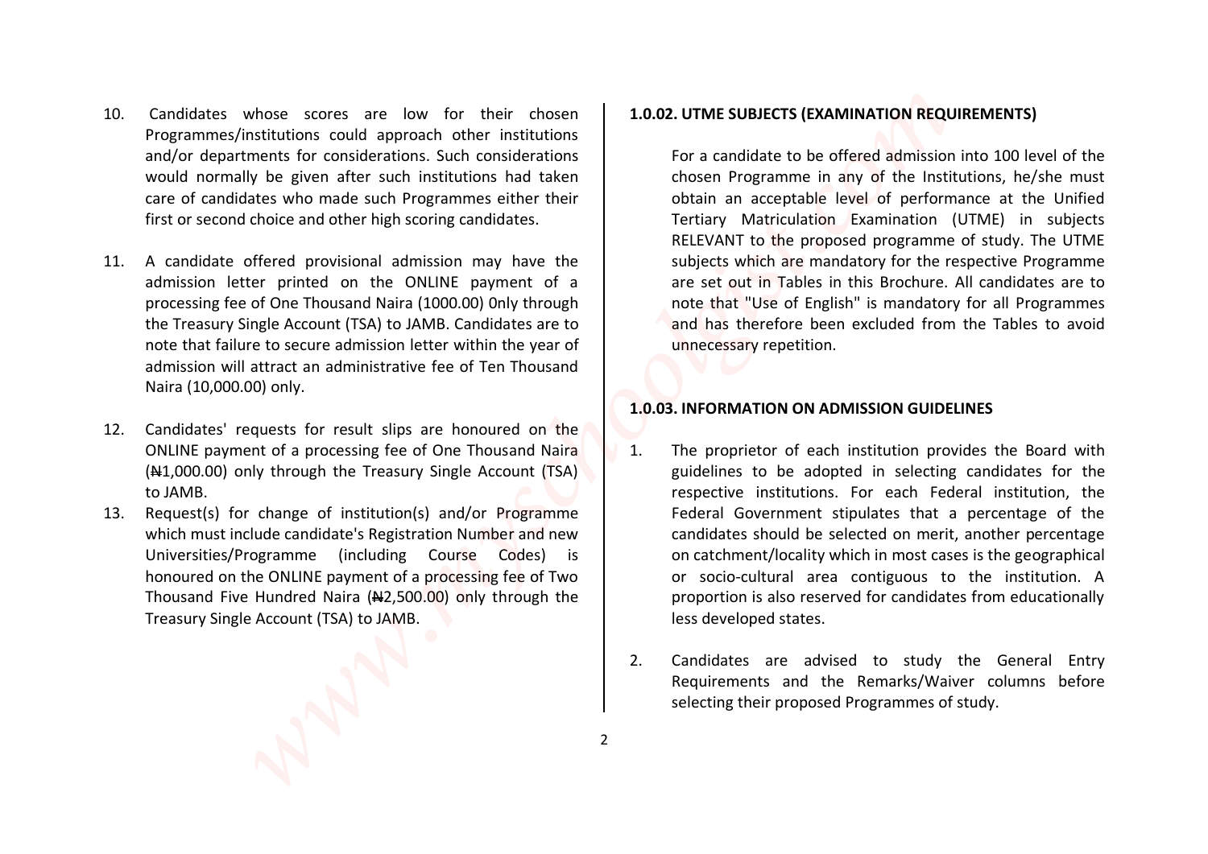10. Candidates whose scores are low for their chosen Programmes/institutions could approach other institutions and/or departments for considerations. Such considerations would normally be given after such institutions had taken care of candidates who made such Programmes either their first or second choice and other high scoring candidates.

11. A candidate offered provisional admission may have the admission letter printed on the ONLINE payment of a processing fee of One Thousand Naira (1000.00) 0nly through the Treasury Single Account (TSA) to JAMB. Candidates are to note that failure to secure admission letter within the year of admission will attract an administrative fee of Ten Thousand Naira (10,000.00) only.

12. Candidates' requests for result slips are honoured on the ONLINE payment of a processing fee of One Thousand Naira (₦1,000.00) only through the Treasury Single Account (TSA) to JAMB.

13. Request(s) for change of institution(s) and/or Programme which must include candidate's Registration Number and new Universities/Programme (including Course Codes) is honoured on the ONLINE payment of a processing fee of Two Thousand Five Hundred Naira (₦2,500.00) only through the Treasury Single Account (TSA) to JAMB.

**1.0.02. UTME SUBJECTS (EXAMINATION REQUIREMENTS)**

For a candidate to be offered admission into 100 level of the chosen Programme in any of the Institutions, he/she must obtain an acceptable level of performance at the Unified Tertiary Matriculation Examination (UTME) in subjects RELEVANT to the proposed programme of study. The UTME subjects which are mandatory for the respective Programme are set out in Tables in this Brochure. All candidates are to note that "Use of English" is mandatory for all Programmes and has therefore been excluded from the Tables to avoid unnecessary repetition.

**1.0.03. INFORMATION ON ADMISSION GUIDELINES**

1. The proprietor of each institution provides the Board with guidelines to be adopted in selecting candidates for the respective institutions. For each Federal institution, the Federal Government stipulates that a percentage of the candidates should be selected on merit, another percentage on catchment/locality which in most cases is the geographical or socio-cultural area contiguous to the institution. A proportion is also reserved for candidates from educationally less developed states.

2. Candidates are advised to study the General Entry Requirements and the Remarks/Waiver columns before selecting their proposed Programmes of study.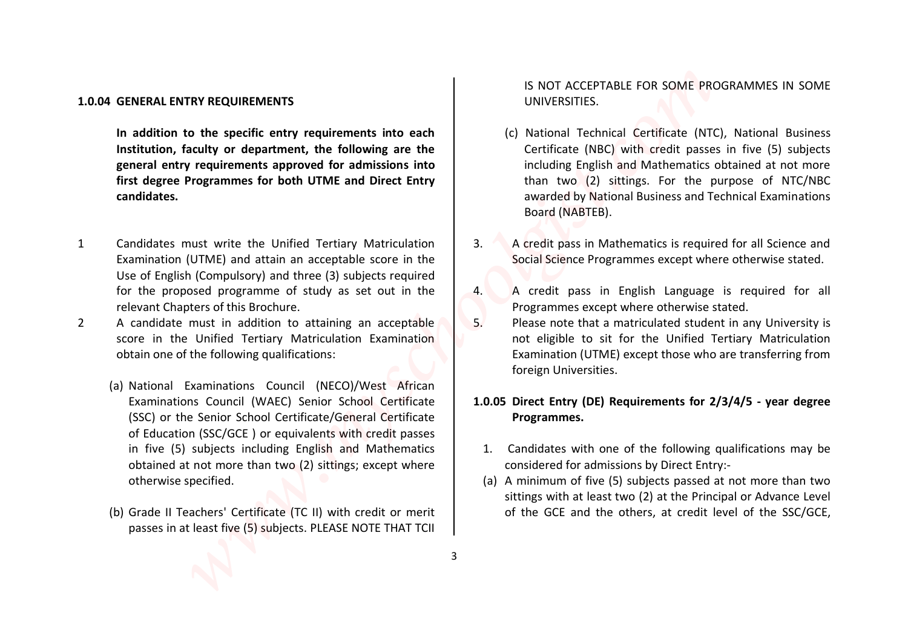### 1.0.04 GENERAL ENTRY REQUIREMENTS

**In addition to the specific entry requirements into each Institution, faculty or department, the following are the general entry requirements approved for admissions into first degree Programmes for both UTME and Direct Entry candidates.**

1. Candidates must write the Unified Tertiary Matriculation Examination (UTME) and attain an acceptable score in the Use of English (Compulsory) and three (3) subjects required for the proposed programme of study as set out in the relevant Chapters of this Brochure.
2. A candidate must in addition to attaining an acceptable score in the Unified Tertiary Matriculation Examination obtain one of the following qualifications:

   (a) National Examinations Council (NECO)/West African Examinations Council (WAEC) Senior School Certificate (SSC) or the Senior School Certificate/General Certificate of Education (SSC/GCE ) or equivalents with credit passes in five (5) subjects including English and Mathematics obtained at not more than two (2) sittings; except where otherwise specified.

   (b) Grade II Teachers' Certificate (TC II) with credit or merit passes in at least five (5) subjects. PLEASE NOTE THAT TCII IS NOT ACCEPTABLE FOR SOME PROGRAMMES IN SOME UNIVERSITIES.

   (c) National Technical Certificate (NTC), National Business Certificate (NBC) with credit passes in five (5) subjects including English and Mathematics obtained at not more than two (2) sittings. For the purpose of NTC/NBC awarded by National Business and Technical Examinations Board (NABTEB).

3. A credit pass in Mathematics is required for all Science and Social Science Programmes except where otherwise stated.
4. A credit pass in English Language is required for all Programmes except where otherwise stated.
5. Please note that a matriculated student in any University is not eligible to sit for the Unified Tertiary Matriculation Examination (UTME) except those who are transferring from foreign Universities.

### 1.0.05 Direct Entry (DE) Requirements for 2/3/4/5 - year degree Programmes.

1. Candidates with one of the following qualifications may be considered for admissions by Direct Entry:-

   (a) A minimum of five (5) subjects passed at not more than two sittings with at least two (2) at the Principal or Advance Level of the GCE and the others, at credit level of the SSC/GCE,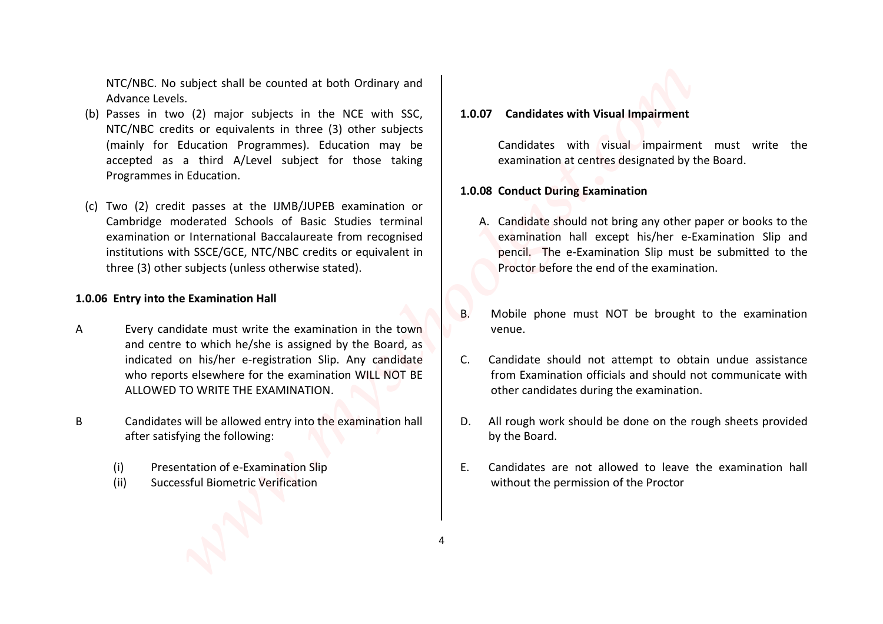NTC/NBC. No subject shall be counted at both Ordinary and Advance Levels.

(b) Passes in two (2) major subjects in the NCE with SSC, NTC/NBC credits or equivalents in three (3) other subjects (mainly for Education Programmes). Education may be accepted as a third A/Level subject for those taking Programmes in Education.

(c) Two (2) credit passes at the IJMB/JUPEB examination or Cambridge moderated Schools of Basic Studies terminal examination or International Baccalaureate from recognised institutions with SSCE/GCE, NTC/NBC credits or equivalent in three (3) other subjects (unless otherwise stated).

**1.0.06 Entry into the Examination Hall**

A Every candidate must write the examination in the town and centre to which he/she is assigned by the Board, as indicated on his/her e-registration Slip. Any candidate who reports elsewhere for the examination WILL NOT BE ALLOWED TO WRITE THE EXAMINATION.

B Candidates will be allowed entry into the examination hall after satisfying the following:

(i) Presentation of e-Examination Slip
(ii) Successful Biometric Verification

**1.0.07 Candidates with Visual Impairment**

Candidates with visual impairment must write the examination at centres designated by the Board.

**1.0.08 Conduct During Examination**

A. Candidate should not bring any other paper or books to the examination hall except his/her e-Examination Slip and pencil. The e-Examination Slip must be submitted to the Proctor before the end of the examination.

B. Mobile phone must NOT be brought to the examination venue.

C. Candidate should not attempt to obtain undue assistance from Examination officials and should not communicate with other candidates during the examination.

D. All rough work should be done on the rough sheets provided by the Board.

E. Candidates are not allowed to leave the examination hall without the permission of the Proctor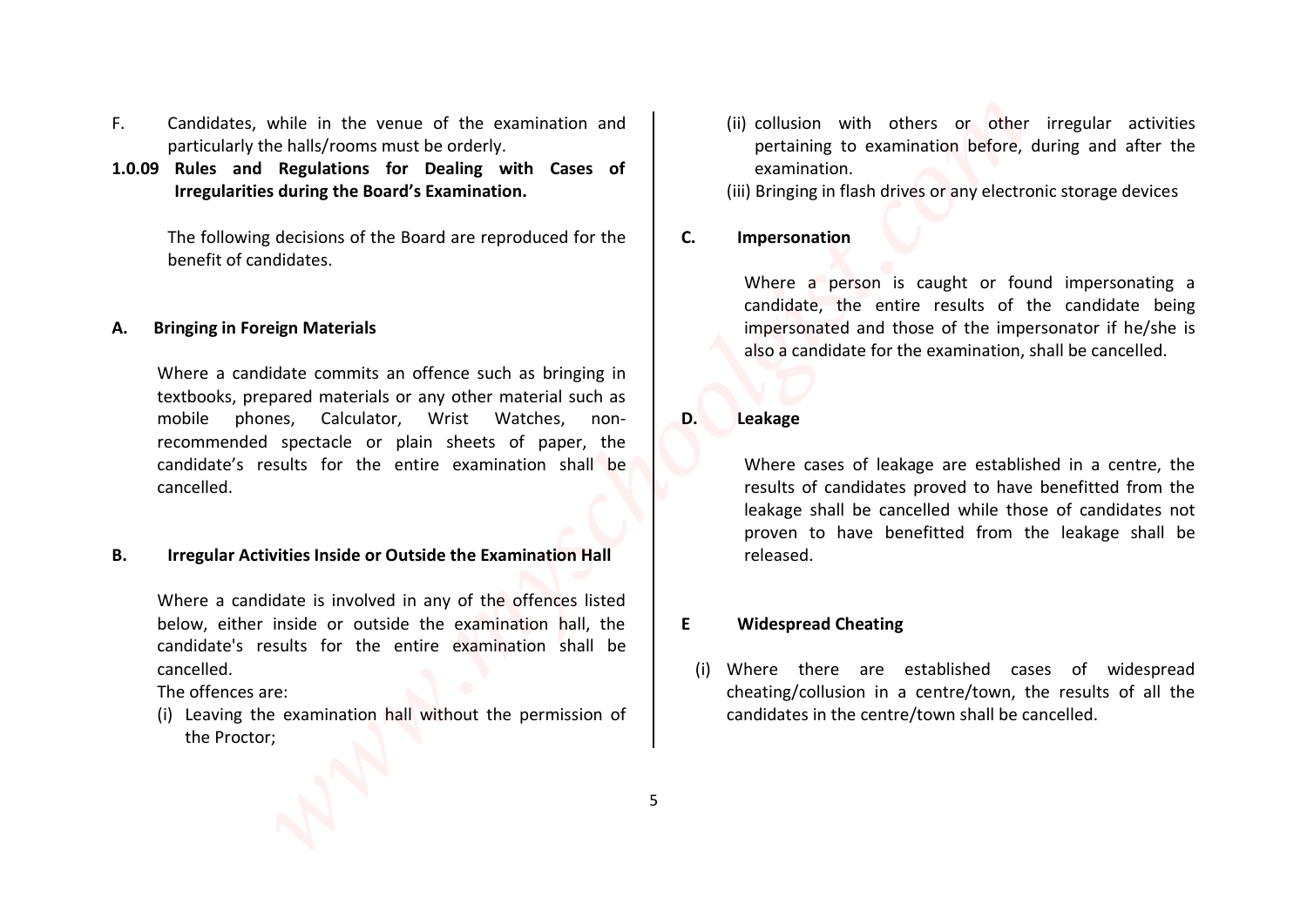F. Candidates, while in the venue of the examination and particularly the halls/rooms must be orderly.

**1.0.09 Rules and Regulations for Dealing with Cases of Irregularities during the Board's Examination.**

The following decisions of the Board are reproduced for the benefit of candidates.

**A. Bringing in Foreign Materials**

Where a candidate commits an offence such as bringing in textbooks, prepared materials or any other material such as mobile phones, Calculator, Wrist Watches, non-recommended spectacle or plain sheets of paper, the candidate's results for the entire examination shall be cancelled.

**B. Irregular Activities Inside or Outside the Examination Hall**

Where a candidate is involved in any of the offences listed below, either inside or outside the examination hall, the candidate's results for the entire examination shall be cancelled.

The offences are:

(i) Leaving the examination hall without the permission of the Proctor;

(ii) collusion with others or other irregular activities pertaining to examination before, during and after the examination.

(iii) Bringing in flash drives or any electronic storage devices

**C. Impersonation**

Where a person is caught or found impersonating a candidate, the entire results of the candidate being impersonated and those of the impersonator if he/she is also a candidate for the examination, shall be cancelled.

**D. Leakage**

Where cases of leakage are established in a centre, the results of candidates proved to have benefitted from the leakage shall be cancelled while those of candidates not proven to have benefitted from the leakage shall be released.

**E Widespread Cheating**

(i) Where there are established cases of widespread cheating/collusion in a centre/town, the results of all the candidates in the centre/town shall be cancelled.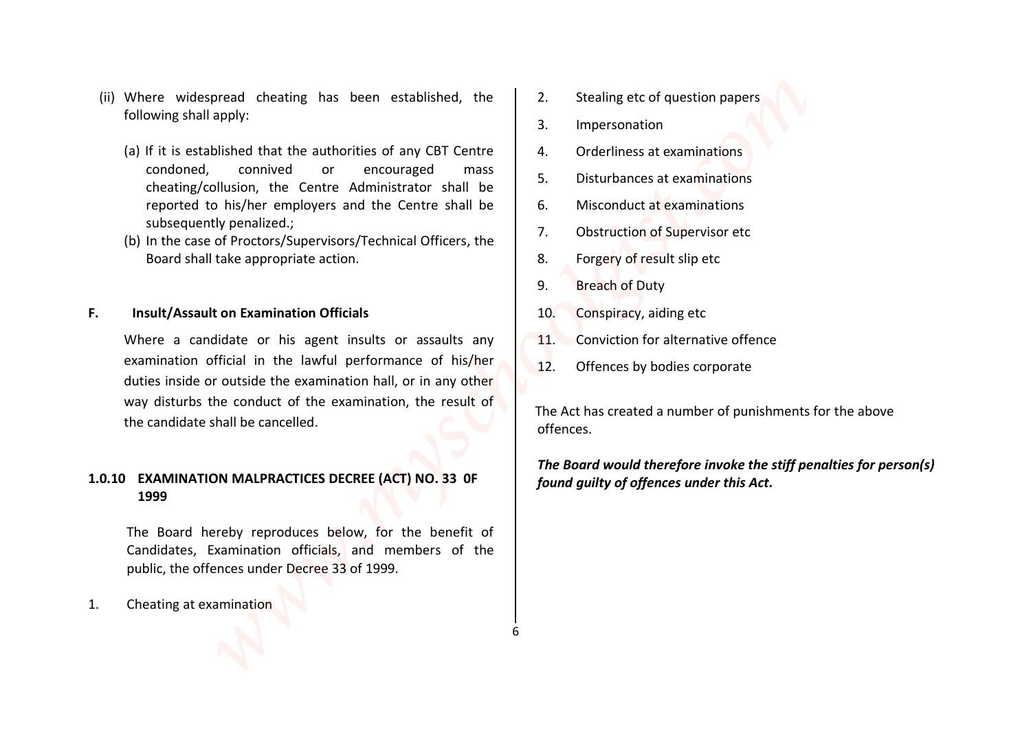(ii) Where widespread cheating has been established, the following shall apply:

(a) If it is established that the authorities of any CBT Centre condoned, connived or encouraged mass cheating/collusion, the Centre Administrator shall be reported to his/her employers and the Centre shall be subsequently penalized.;

(b) In the case of Proctors/Supervisors/Technical Officers, the Board shall take appropriate action.

**F. Insult/Assault on Examination Officials**

Where a candidate or his agent insults or assaults any examination official in the lawful performance of his/her duties inside or outside the examination hall, or in any other way disturbs the conduct of the examination, the result of the candidate shall be cancelled.

## 1.0.10 EXAMINATION MALPRACTICES DECREE (ACT) NO. 33 0F 1999

The Board hereby reproduces below, for the benefit of Candidates, Examination officials, and members of the public, the offences under Decree 33 of 1999.

1. Cheating at examination
2. Stealing etc of question papers
3. Impersonation
4. Orderliness at examinations
5. Disturbances at examinations
6. Misconduct at examinations
7. Obstruction of Supervisor etc
8. Forgery of result slip etc
9. Breach of Duty
10. Conspiracy, aiding etc
11. Conviction for alternative offence
12. Offences by bodies corporate

The Act has created a number of punishments for the above offences.

***The Board would therefore invoke the stiff penalties for person(s) found guilty of offences under this Act.***